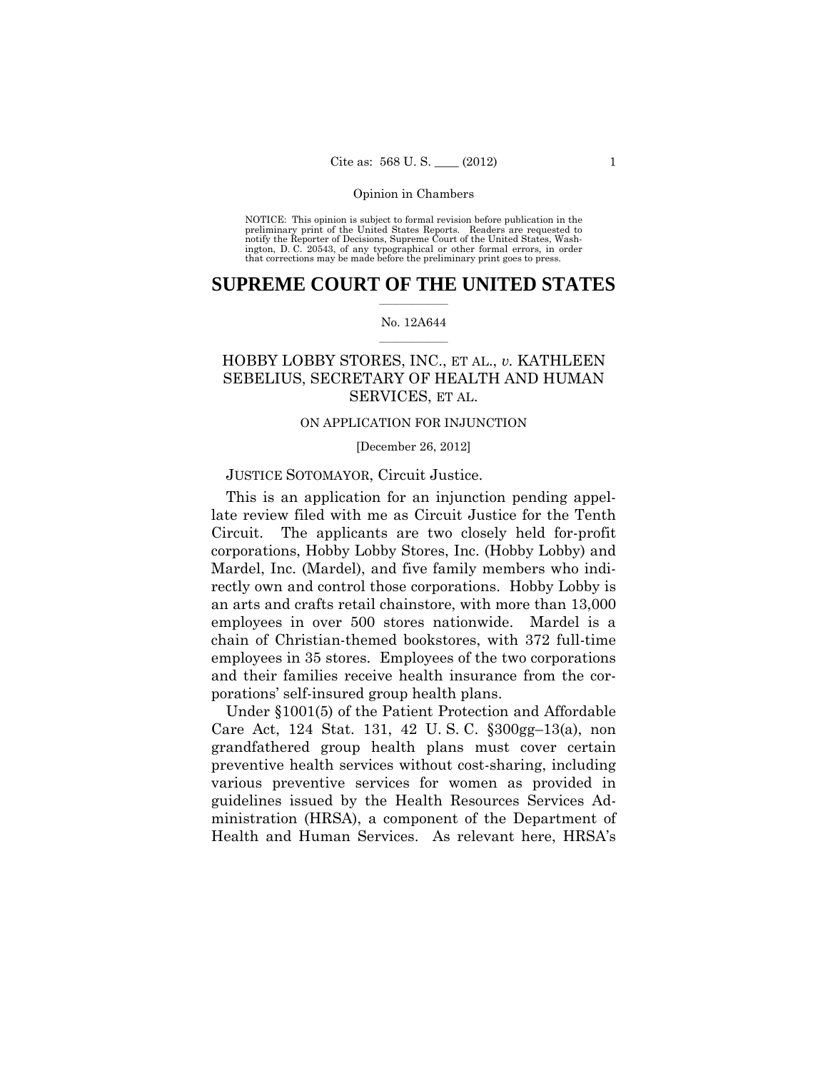Opinion in Chambers

NOTICE: This opinion is subject to formal revision before publication in the preliminary print of the United States Reports. Readers are requested to notify the Reporter of Decisions, Supreme Court of the United States, Washington, D. C. 20543, of any typographical or other formal errors, in order that corrections may be made before the preliminary print goes to press.

# SUPREME COURT OF THE UNITED STATES

No. 12A644

## HOBBY LOBBY STORES, INC., ET AL., *v.* KATHLEEN SEBELIUS, SECRETARY OF HEALTH AND HUMAN SERVICES, ET AL.

ON APPLICATION FOR INJUNCTION

[December 26, 2012]

JUSTICE SOTOMAYOR, Circuit Justice.

This is an application for an injunction pending appellate review filed with me as Circuit Justice for the Tenth Circuit. The applicants are two closely held for-profit corporations, Hobby Lobby Stores, Inc. (Hobby Lobby) and Mardel, Inc. (Mardel), and five family members who indirectly own and control those corporations. Hobby Lobby is an arts and crafts retail chainstore, with more than 13,000 employees in over 500 stores nationwide. Mardel is a chain of Christian-themed bookstores, with 372 full-time employees in 35 stores. Employees of the two corporations and their families receive health insurance from the corporations' self-insured group health plans.

Under §1001(5) of the Patient Protection and Affordable Care Act, 124 Stat. 131, 42 U. S. C. §300gg–13(a), non grandfathered group health plans must cover certain preventive health services without cost-sharing, including various preventive services for women as provided in guidelines issued by the Health Resources Services Administration (HRSA), a component of the Department of Health and Human Services. As relevant here, HRSA's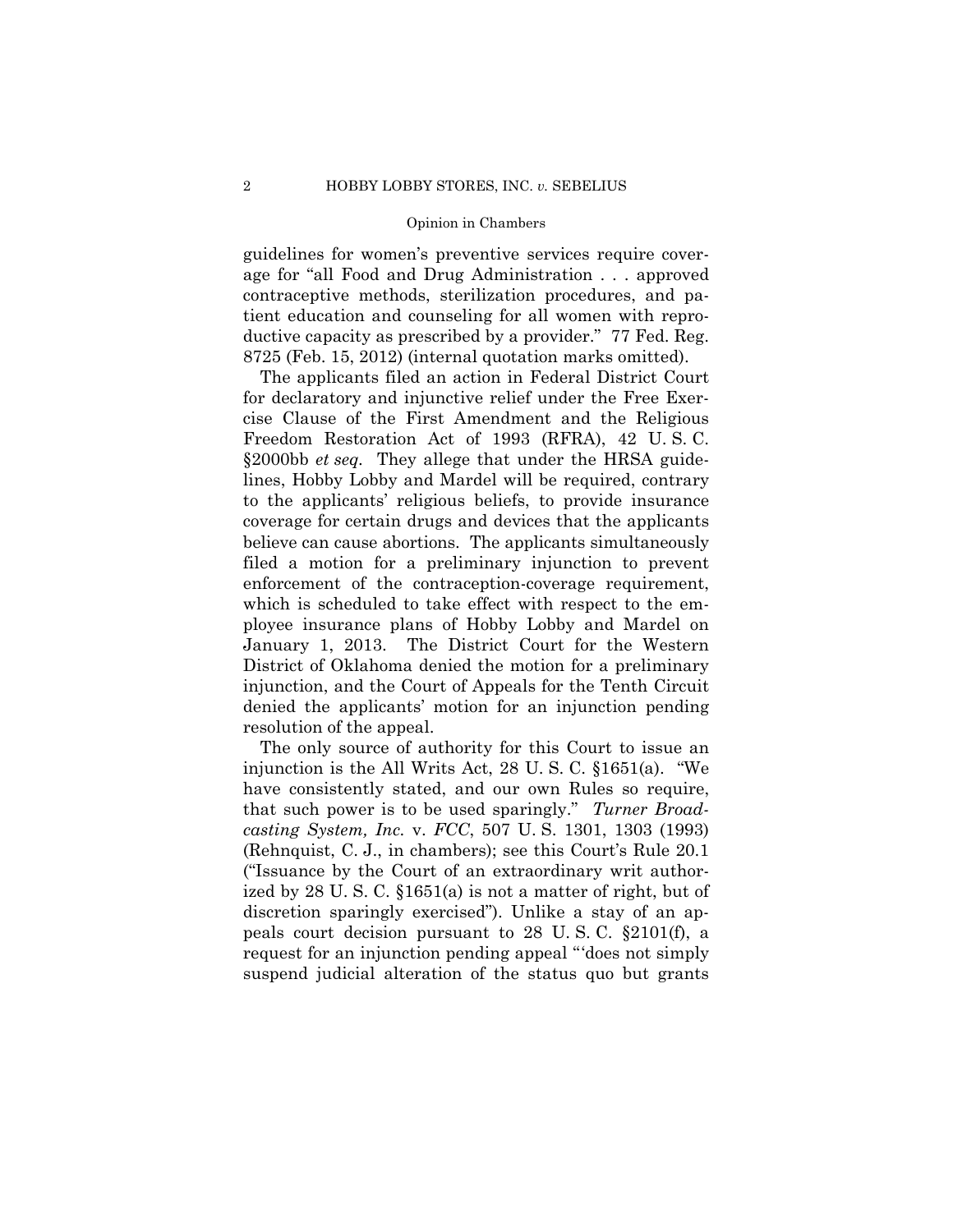guidelines for women's preventive services require coverage for "all Food and Drug Administration . . . approved contraceptive methods, sterilization procedures, and patient education and counseling for all women with reproductive capacity as prescribed by a provider." 77 Fed. Reg. 8725 (Feb. 15, 2012) (internal quotation marks omitted).

The applicants filed an action in Federal District Court for declaratory and injunctive relief under the Free Exercise Clause of the First Amendment and the Religious Freedom Restoration Act of 1993 (RFRA), 42 U. S. C. §2000bb *et seq.* They allege that under the HRSA guidelines, Hobby Lobby and Mardel will be required, contrary to the applicants' religious beliefs, to provide insurance coverage for certain drugs and devices that the applicants believe can cause abortions. The applicants simultaneously filed a motion for a preliminary injunction to prevent enforcement of the contraception-coverage requirement, which is scheduled to take effect with respect to the employee insurance plans of Hobby Lobby and Mardel on January 1, 2013. The District Court for the Western District of Oklahoma denied the motion for a preliminary injunction, and the Court of Appeals for the Tenth Circuit denied the applicants' motion for an injunction pending resolution of the appeal.

The only source of authority for this Court to issue an injunction is the All Writs Act, 28 U. S. C. §1651(a). "We have consistently stated, and our own Rules so require, that such power is to be used sparingly." *Turner Broadcasting System, Inc.* v. *FCC*, 507 U. S. 1301, 1303 (1993) (Rehnquist, C. J., in chambers); see this Court's Rule 20.1 ("Issuance by the Court of an extraordinary writ authorized by 28 U. S. C. §1651(a) is not a matter of right, but of discretion sparingly exercised"). Unlike a stay of an appeals court decision pursuant to 28 U. S. C. §2101(f), a request for an injunction pending appeal "'does not simply suspend judicial alteration of the status quo but grants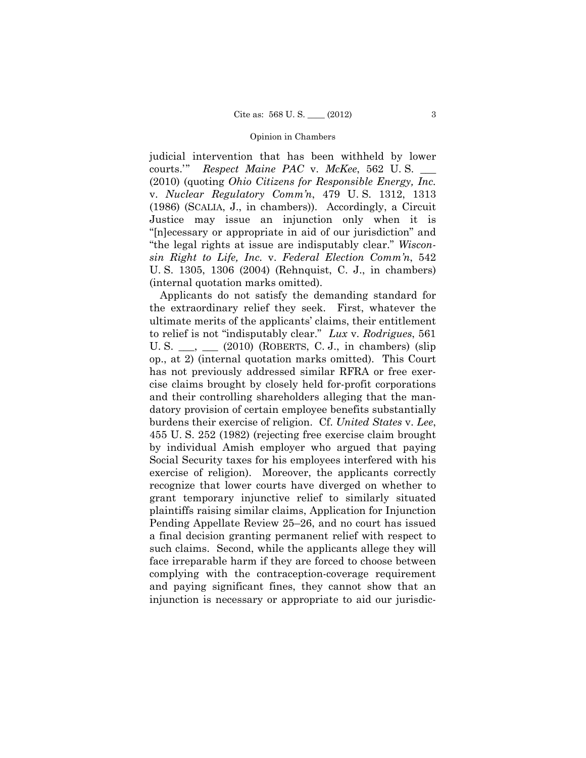judicial intervention that has been withheld by lower courts.'" *Respect Maine PAC* v. *McKee*, 562 U. S. \_\_\_ (2010) (quoting *Ohio Citizens for Responsible Energy, Inc.* v. *Nuclear Regulatory Comm'n*, 479 U. S. 1312, 1313 (1986) (SCALIA, J., in chambers)). Accordingly, a Circuit Justice may issue an injunction only when it is "[n]ecessary or appropriate in aid of our jurisdiction" and "the legal rights at issue are indisputably clear." *Wisconsin Right to Life, Inc.* v. *Federal Election Comm'n*, 542 U. S. 1305, 1306 (2004) (Rehnquist, C. J., in chambers) (internal quotation marks omitted).

Applicants do not satisfy the demanding standard for the extraordinary relief they seek. First, whatever the ultimate merits of the applicants' claims, their entitlement to relief is not "indisputably clear." *Lux* v. *Rodrigues*, 561 U. S. \_\_\_, \_\_\_ (2010) (ROBERTS, C. J., in chambers) (slip op., at 2) (internal quotation marks omitted). This Court has not previously addressed similar RFRA or free exercise claims brought by closely held for-profit corporations and their controlling shareholders alleging that the mandatory provision of certain employee benefits substantially burdens their exercise of religion. Cf. *United States* v. *Lee*, 455 U. S. 252 (1982) (rejecting free exercise claim brought by individual Amish employer who argued that paying Social Security taxes for his employees interfered with his exercise of religion). Moreover, the applicants correctly recognize that lower courts have diverged on whether to grant temporary injunctive relief to similarly situated plaintiffs raising similar claims, Application for Injunction Pending Appellate Review 25–26, and no court has issued a final decision granting permanent relief with respect to such claims. Second, while the applicants allege they will face irreparable harm if they are forced to choose between complying with the contraception-coverage requirement and paying significant fines, they cannot show that an injunction is necessary or appropriate to aid our jurisdic-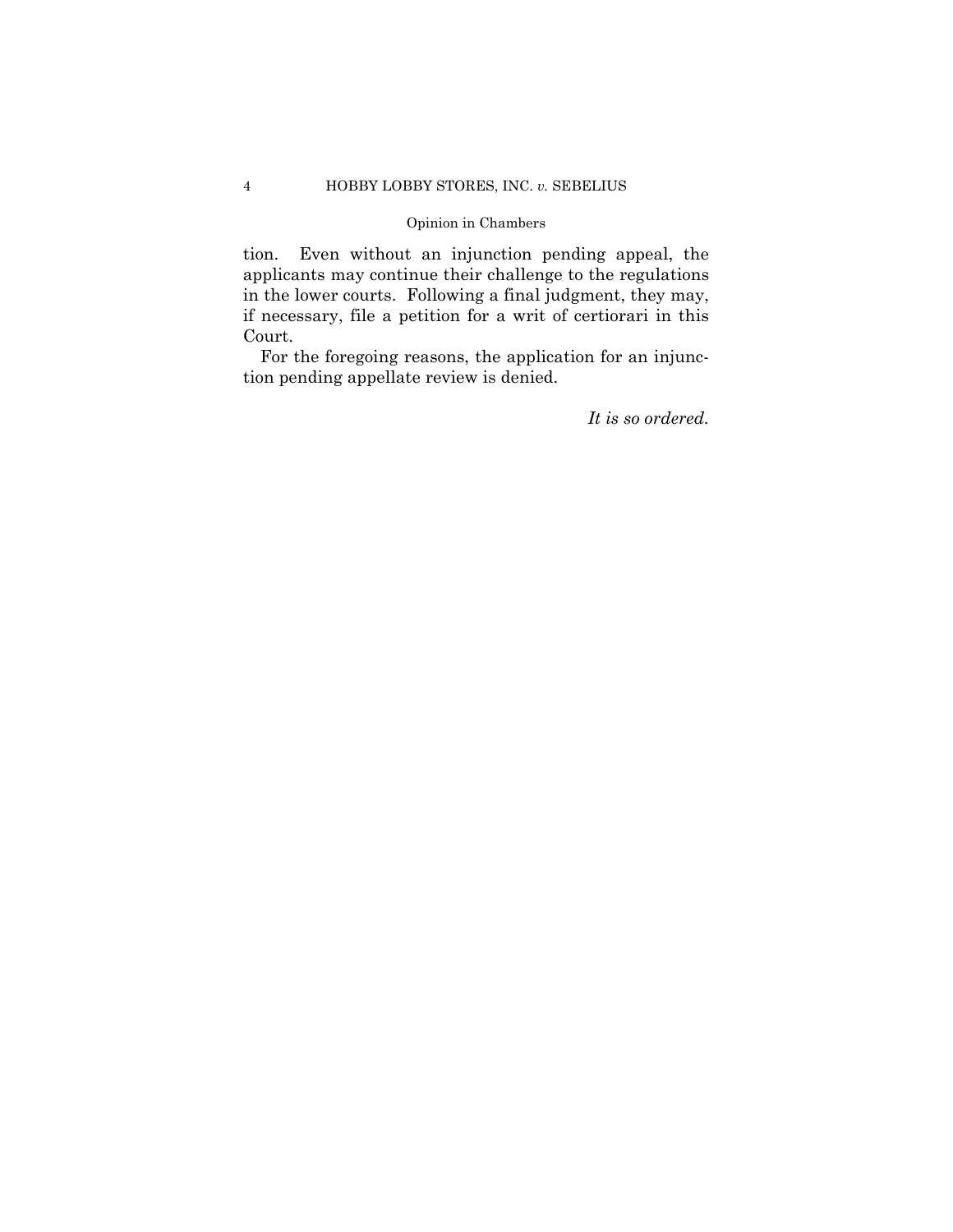tion. Even without an injunction pending appeal, the applicants may continue their challenge to the regulations in the lower courts. Following a final judgment, they may, if necessary, file a petition for a writ of certiorari in this Court.

For the foregoing reasons, the application for an injunction pending appellate review is denied.

*It is so ordered.*